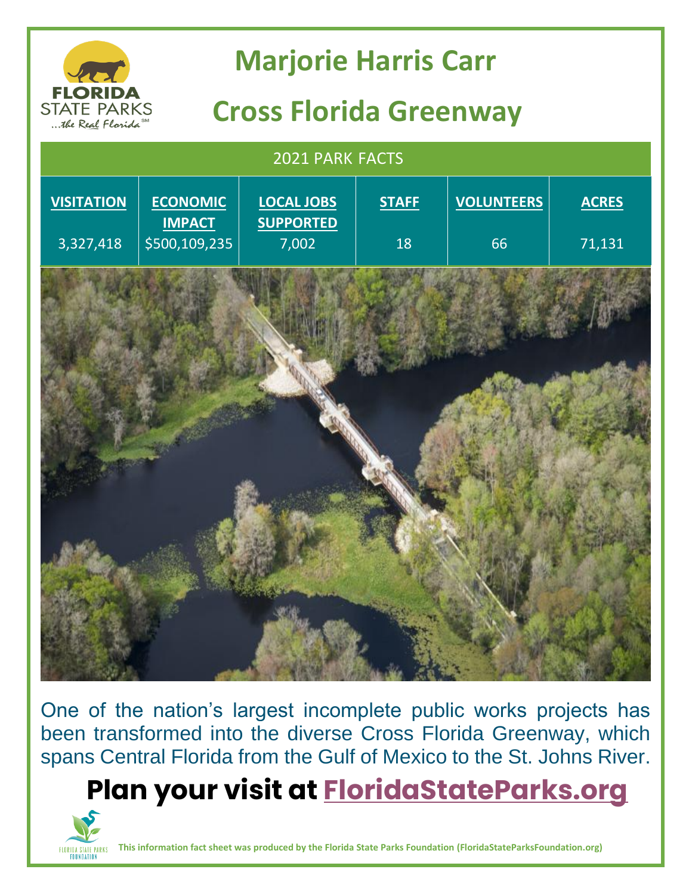# Marjorie Harris Carr

# Cross Florida Greenway

| 2021 PARK FACTS | | | | | |
|---|---|---|---|---|---|
| **VISITATION** | **ECONOMIC IMPACT** | **LOCAL JOBS SUPPORTED** | **STAFF** | **VOLUNTEERS** | **ACRES** |
| 3,327,418 | $500,109,235 | 7,002 | 18 | 66 | 71,131 |

One of the nation's largest incomplete public works projects has been transformed into the diverse Cross Florida Greenway, which spans Central Florida from the Gulf of Mexico to the St. Johns River.

## Plan your visit at FloridaStateParks.org

**This information fact sheet was produced by the Florida State Parks Foundation (FloridaStateParksFoundation.org)**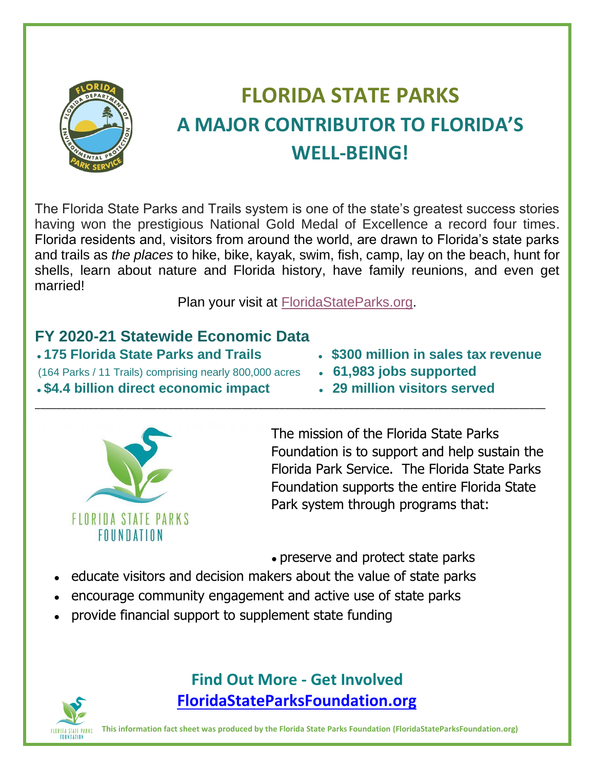# FLORIDA STATE PARKS
## A MAJOR CONTRIBUTOR TO FLORIDA'S WELL-BEING!

The Florida State Parks and Trails system is one of the state's greatest success stories having won the prestigious National Gold Medal of Excellence a record four times. Florida residents and, visitors from around the world, are drawn to Florida's state parks and trails as *the places* to hike, bike, kayak, swim, fish, camp, lay on the beach, hunt for shells, learn about nature and Florida history, have family reunions, and even get married!

Plan your visit at FloridaStateParks.org.

### FY 2020-21 Statewide Economic Data

- **175 Florida State Parks and Trails**
  (164 Parks / 11 Trails) comprising nearly 800,000 acres
- **$4.4 billion direct economic impact**
- **$300 million in sales tax revenue**
- **61,983 jobs supported**
- **29 million visitors served**

---

FLORIDA STATE PARKS FOUNDATION

The mission of the Florida State Parks Foundation is to support and help sustain the Florida Park Service. The Florida State Parks Foundation supports the entire Florida State Park system through programs that:

- preserve and protect state parks
- educate visitors and decision makers about the value of state parks
- encourage community engagement and active use of state parks
- provide financial support to supplement state funding

### Find Out More - Get Involved
**FloridaStateParksFoundation.org**

**This information fact sheet was produced by the Florida State Parks Foundation (FloridaStateParksFoundation.org)**